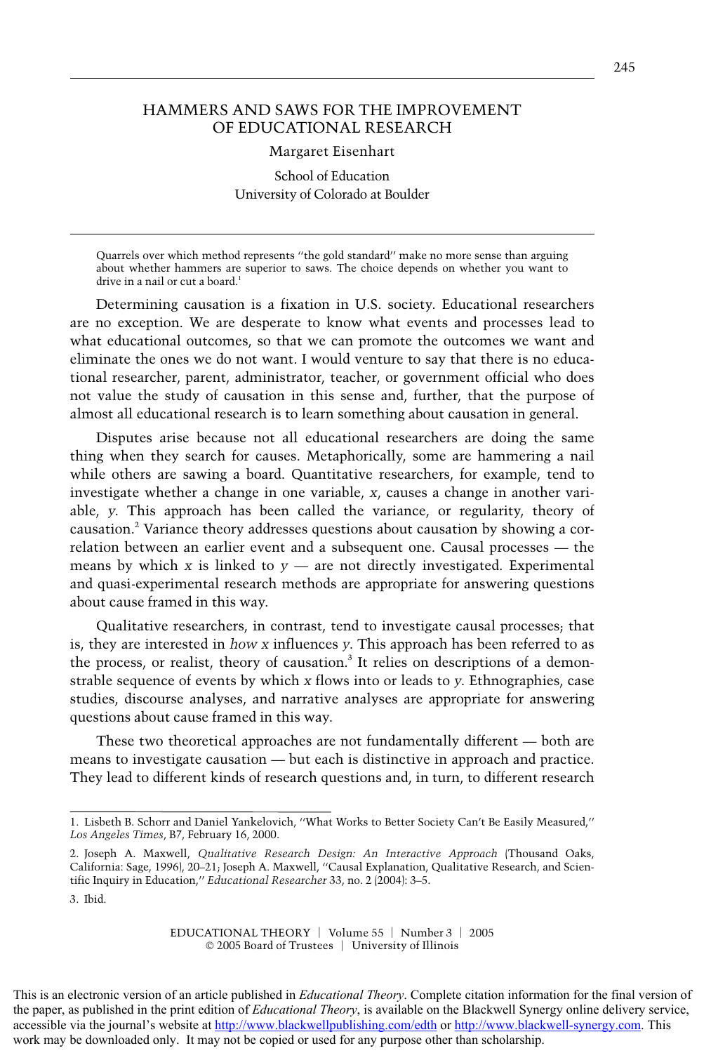# HAMMERS AND SAWS FOR THE IMPROVEMENT OF EDUCATIONAL RESEARCH

Margaret Eisenhart

School of Education
University of Colorado at Boulder

> Quarrels over which method represents "the gold standard" make no more sense than arguing about whether hammers are superior to saws. The choice depends on whether you want to drive in a nail or cut a board.[1]

Determining causation is a fixation in U.S. society. Educational researchers are no exception. We are desperate to know what events and processes lead to what educational outcomes, so that we can promote the outcomes we want and eliminate the ones we do not want. I would venture to say that there is no educational researcher, parent, administrator, teacher, or government official who does not value the study of causation in this sense and, further, that the purpose of almost all educational research is to learn something about causation in general.

Disputes arise because not all educational researchers are doing the same thing when they search for causes. Metaphorically, some are hammering a nail while others are sawing a board. Quantitative researchers, for example, tend to investigate whether a change in one variable, *x*, causes a change in another variable, *y*. This approach has been called the variance, or regularity, theory of causation.[2] Variance theory addresses questions about causation by showing a correlation between an earlier event and a subsequent one. Causal processes — the means by which *x* is linked to *y* — are not directly investigated. Experimental and quasi-experimental research methods are appropriate for answering questions about cause framed in this way.

Qualitative researchers, in contrast, tend to investigate causal processes; that is, they are interested in *how* *x* influences *y*. This approach has been referred to as the process, or realist, theory of causation.[3] It relies on descriptions of a demonstrable sequence of events by which *x* flows into or leads to *y*. Ethnographies, case studies, discourse analyses, and narrative analyses are appropriate for answering questions about cause framed in this way.

These two theoretical approaches are not fundamentally different — both are means to investigate causation — but each is distinctive in approach and practice. They lead to different kinds of research questions and, in turn, to different research

---

1. Lisbeth B. Schorr and Daniel Yankelovich, "What Works to Better Society Can't Be Easily Measured," *Los Angeles Times*, B7, February 16, 2000.

2. Joseph A. Maxwell, *Qualitative Research Design: An Interactive Approach* (Thousand Oaks, California: Sage, 1996), 20–21; Joseph A. Maxwell, "Causal Explanation, Qualitative Research, and Scientific Inquiry in Education," *Educational Researcher* 33, no. 2 (2004): 3–5.

3. Ibid.

This is an electronic version of an article published in *Educational Theory*. Complete citation information for the final version of the paper, as published in the print edition of *Educational Theory*, is available on the Blackwell Synergy online delivery service, accessible via the journal's website at http://www.blackwellpublishing.com/edth or http://www.blackwell-synergy.com. This work may be downloaded only. It may not be copied or used for any purpose other than scholarship.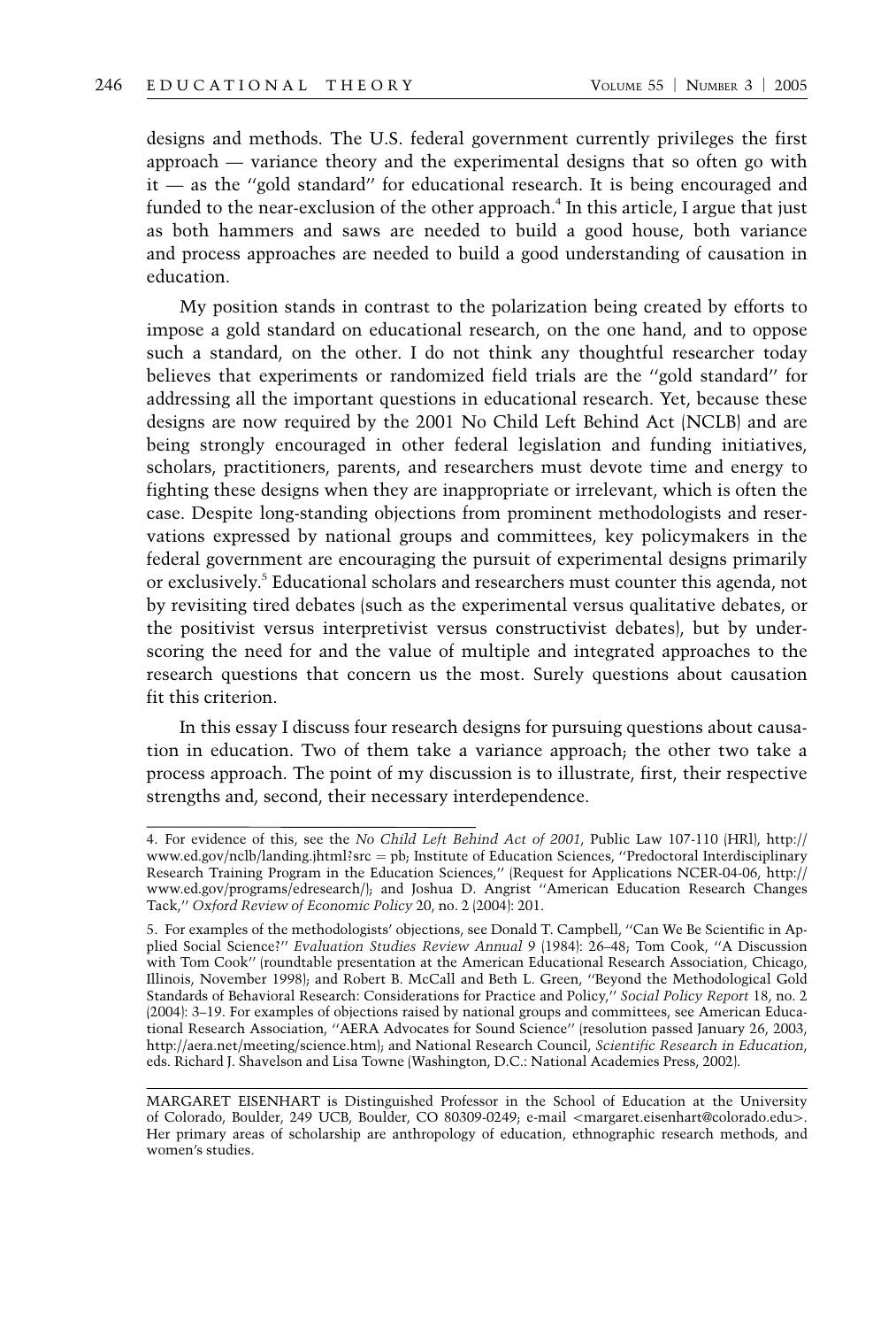designs and methods. The U.S. federal government currently privileges the first approach — variance theory and the experimental designs that so often go with it — as the ''gold standard'' for educational research. It is being encouraged and funded to the near-exclusion of the other approach.[4] In this article, I argue that just as both hammers and saws are needed to build a good house, both variance and process approaches are needed to build a good understanding of causation in education.

My position stands in contrast to the polarization being created by efforts to impose a gold standard on educational research, on the one hand, and to oppose such a standard, on the other. I do not think any thoughtful researcher today believes that experiments or randomized field trials are the ''gold standard'' for addressing all the important questions in educational research. Yet, because these designs are now required by the 2001 No Child Left Behind Act (NCLB) and are being strongly encouraged in other federal legislation and funding initiatives, scholars, practitioners, parents, and researchers must devote time and energy to fighting these designs when they are inappropriate or irrelevant, which is often the case. Despite long-standing objections from prominent methodologists and reservations expressed by national groups and committees, key policymakers in the federal government are encouraging the pursuit of experimental designs primarily or exclusively.[5] Educational scholars and researchers must counter this agenda, not by revisiting tired debates (such as the experimental versus qualitative debates, or the positivist versus interpretivist versus constructivist debates), but by underscoring the need for and the value of multiple and integrated approaches to the research questions that concern us the most. Surely questions about causation fit this criterion.

In this essay I discuss four research designs for pursuing questions about causation in education. Two of them take a variance approach; the other two take a process approach. The point of my discussion is to illustrate, first, their respective strengths and, second, their necessary interdependence.

---

4. For evidence of this, see the *No Child Left Behind Act of 2001*, Public Law 107-110 (HRl), http://www.ed.gov/nclb/landing.jhtml?src = pb; Institute of Education Sciences, ''Predoctoral Interdisciplinary Research Training Program in the Education Sciences,'' (Request for Applications NCER-04-06, http://www.ed.gov/programs/edresearch/); and Joshua D. Angrist ''American Education Research Changes Tack,'' *Oxford Review of Economic Policy* 20, no. 2 (2004): 201.

5. For examples of the methodologists' objections, see Donald T. Campbell, ''Can We Be Scientific in Applied Social Science?'' *Evaluation Studies Review Annual* 9 (1984): 26–48; Tom Cook, ''A Discussion with Tom Cook'' (roundtable presentation at the American Educational Research Association, Chicago, Illinois, November 1998); and Robert B. McCall and Beth L. Green, ''Beyond the Methodological Gold Standards of Behavioral Research: Considerations for Practice and Policy,'' *Social Policy Report* 18, no. 2 (2004): 3–19. For examples of objections raised by national groups and committees, see American Educational Research Association, ''AERA Advocates for Sound Science'' (resolution passed January 26, 2003, http://aera.net/meeting/science.htm); and National Research Council, *Scientific Research in Education*, eds. Richard J. Shavelson and Lisa Towne (Washington, D.C.: National Academies Press, 2002).

---

MARGARET EISENHART is Distinguished Professor in the School of Education at the University of Colorado, Boulder, 249 UCB, Boulder, CO 80309-0249; e-mail <margaret.eisenhart@colorado.edu>. Her primary areas of scholarship are anthropology of education, ethnographic research methods, and women's studies.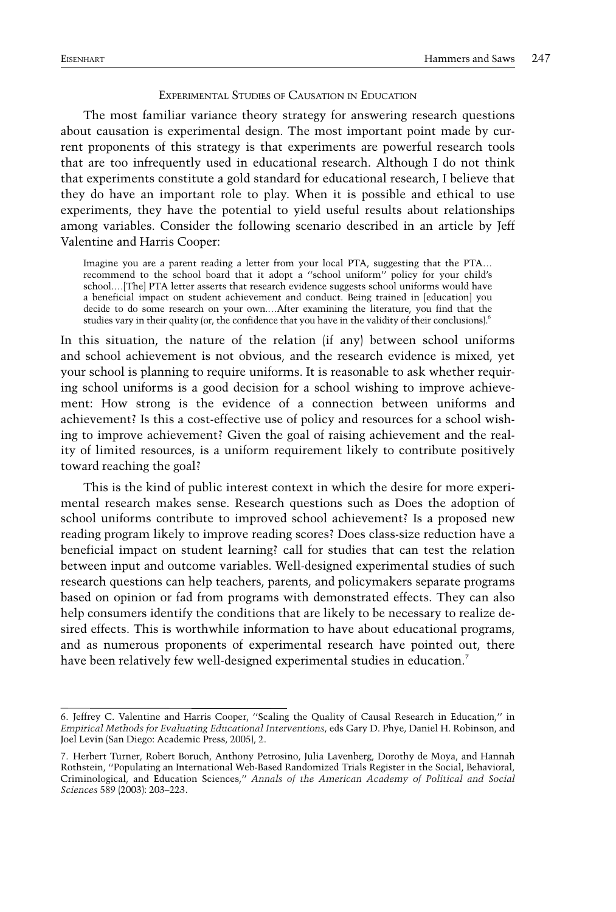### Experimental Studies of Causation in Education

The most familiar variance theory strategy for answering research questions about causation is experimental design. The most important point made by current proponents of this strategy is that experiments are powerful research tools that are too infrequently used in educational research. Although I do not think that experiments constitute a gold standard for educational research, I believe that they do have an important role to play. When it is possible and ethical to use experiments, they have the potential to yield useful results about relationships among variables. Consider the following scenario described in an article by Jeff Valentine and Harris Cooper:

> Imagine you are a parent reading a letter from your local PTA, suggesting that the PTA... recommend to the school board that it adopt a "school uniform" policy for your child's school.... [The] PTA letter asserts that research evidence suggests school uniforms would have a beneficial impact on student achievement and conduct. Being trained in [education] you decide to do some research on your own.... After examining the literature, you find that the studies vary in their quality (or, the confidence that you have in the validity of their conclusions).[6]

In this situation, the nature of the relation (if any) between school uniforms and school achievement is not obvious, and the research evidence is mixed, yet your school is planning to require uniforms. It is reasonable to ask whether requiring school uniforms is a good decision for a school wishing to improve achievement: How strong is the evidence of a connection between uniforms and achievement? Is this a cost-effective use of policy and resources for a school wishing to improve achievement? Given the goal of raising achievement and the reality of limited resources, is a uniform requirement likely to contribute positively toward reaching the goal?

This is the kind of public interest context in which the desire for more experimental research makes sense. Research questions such as Does the adoption of school uniforms contribute to improved school achievement? Is a proposed new reading program likely to improve reading scores? Does class-size reduction have a beneficial impact on student learning? call for studies that can test the relation between input and outcome variables. Well-designed experimental studies of such research questions can help teachers, parents, and policymakers separate programs based on opinion or fad from programs with demonstrated effects. They can also help consumers identify the conditions that are likely to be necessary to realize desired effects. This is worthwhile information to have about educational programs, and as numerous proponents of experimental research have pointed out, there have been relatively few well-designed experimental studies in education.[7]

---

6. Jeffrey C. Valentine and Harris Cooper, "Scaling the Quality of Causal Research in Education," in *Empirical Methods for Evaluating Educational Interventions*, eds Gary D. Phye, Daniel H. Robinson, and Joel Levin (San Diego: Academic Press, 2005), 2.

7. Herbert Turner, Robert Boruch, Anthony Petrosino, Julia Lavenberg, Dorothy de Moya, and Hannah Rothstein, "Populating an International Web-Based Randomized Trials Register in the Social, Behavioral, Criminological, and Education Sciences," *Annals of the American Academy of Political and Social Sciences* 589 (2003): 203–223.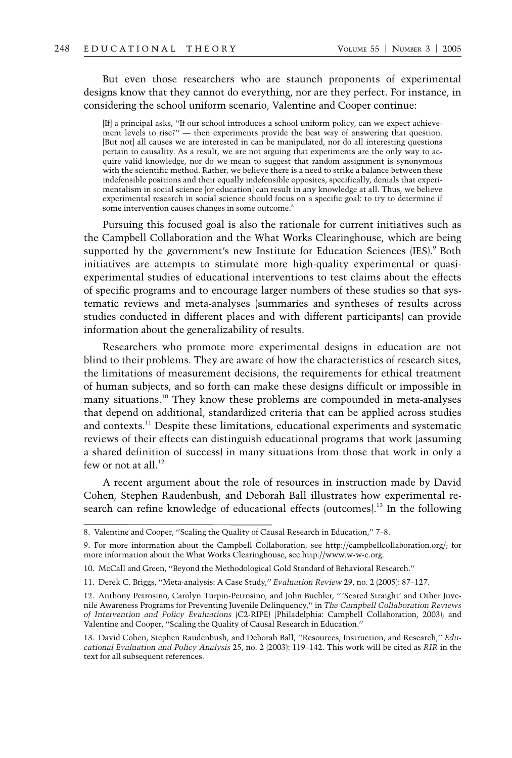But even those researchers who are staunch proponents of experimental designs know that they cannot do everything, nor are they perfect. For instance, in considering the school uniform scenario, Valentine and Cooper continue:

> [If] a principal asks, ''If our school introduces a school uniform policy, can we expect achievement levels to rise?'' — then experiments provide the best way of answering that question. [But not] all causes we are interested in can be manipulated, nor do all interesting questions pertain to causality. As a result, we are not arguing that experiments are the only way to acquire valid knowledge, nor do we mean to suggest that random assignment is synonymous with the scientific method. Rather, we believe there is a need to strike a balance between these indefensible positions and their equally indefensible opposites, specifically, denials that experimentalism in social science [or education] can result in any knowledge at all. Thus, we believe experimental research in social science should focus on a specific goal: to try to determine if some intervention causes changes in some outcome.[8]

Pursuing this focused goal is also the rationale for current initiatives such as the Campbell Collaboration and the What Works Clearinghouse, which are being supported by the government's new Institute for Education Sciences (IES).[9] Both initiatives are attempts to stimulate more high-quality experimental or quasi-experimental studies of educational interventions to test claims about the effects of specific programs and to encourage larger numbers of these studies so that systematic reviews and meta-analyses (summaries and syntheses of results across studies conducted in different places and with different participants) can provide information about the generalizability of results.

Researchers who promote more experimental designs in education are not blind to their problems. They are aware of how the characteristics of research sites, the limitations of measurement decisions, the requirements for ethical treatment of human subjects, and so forth can make these designs difficult or impossible in many situations.[10] They know these problems are compounded in meta-analyses that depend on additional, standardized criteria that can be applied across studies and contexts.[11] Despite these limitations, educational experiments and systematic reviews of their effects can distinguish educational programs that work (assuming a shared definition of success) in many situations from those that work in only a few or not at all.[12]

A recent argument about the role of resources in instruction made by David Cohen, Stephen Raudenbush, and Deborah Ball illustrates how experimental research can refine knowledge of educational effects (outcomes).[13] In the following

---

8. Valentine and Cooper, ''Scaling the Quality of Causal Research in Education,'' 7–8.

9. For more information about the Campbell Collaboration, see http://campbellcollaboration.org/; for more information about the What Works Clearinghouse, see http://www.w-w-c.org.

10. McCall and Green, ''Beyond the Methodological Gold Standard of Behavioral Research.''

11. Derek C. Briggs, ''Meta-analysis: A Case Study,'' *Evaluation Review* 29, no. 2 (2005): 87–127.

12. Anthony Petrosino, Carolyn Turpin-Petrosino, and John Buehler, '''Scared Straight' and Other Juvenile Awareness Programs for Preventing Juvenile Delinquency,'' in *The Campbell Collaboration Reviews of Intervention and Policy Evaluations* (C2-RIPE) (Philadelphia: Campbell Collaboration, 2003); and Valentine and Cooper, ''Scaling the Quality of Causal Research in Education.''

13. David Cohen, Stephen Raudenbush, and Deborah Ball, ''Resources, Instruction, and Research,'' *Educational Evaluation and Policy Analysis* 25, no. 2 (2003): 119–142. This work will be cited as *RIR* in the text for all subsequent references.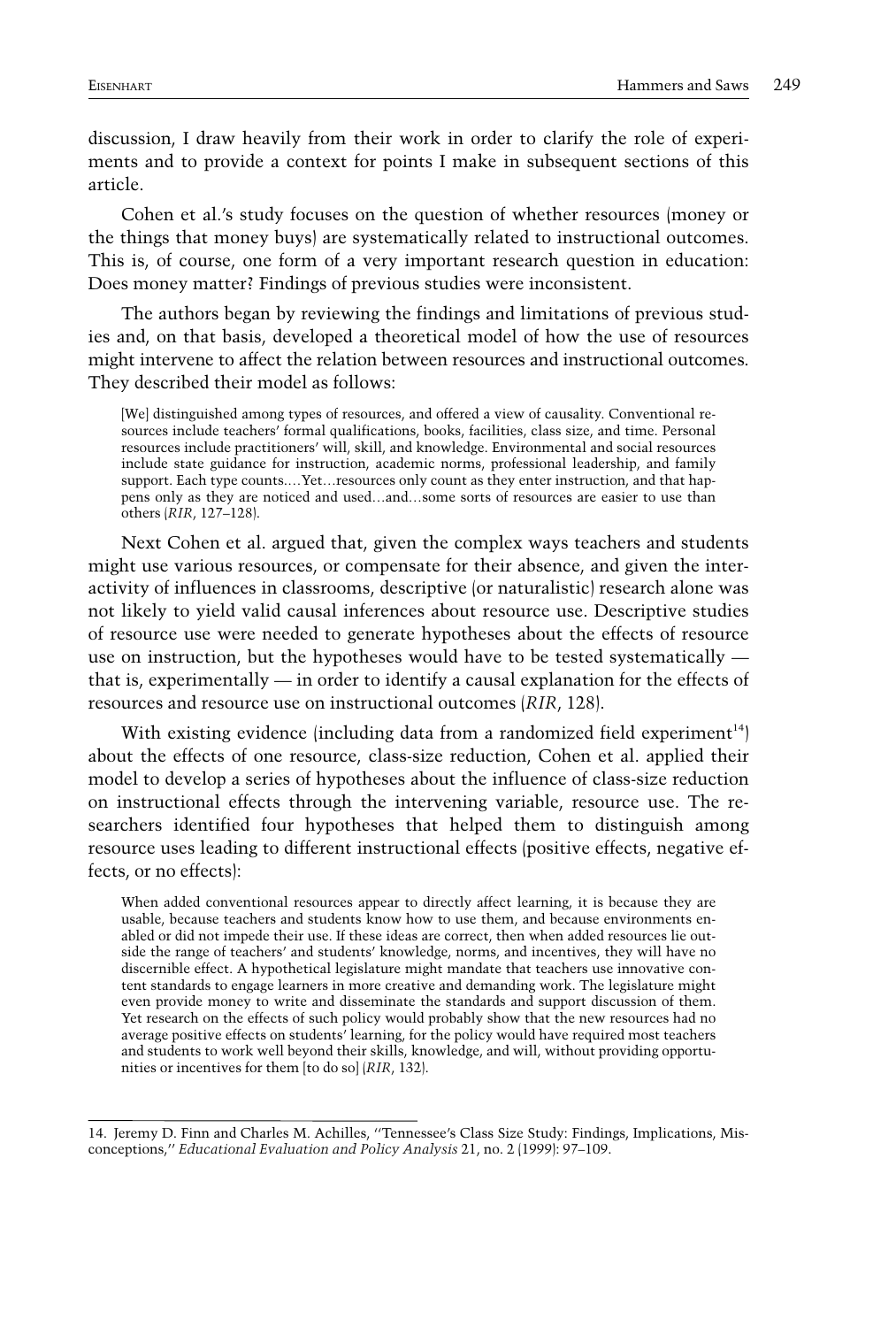discussion, I draw heavily from their work in order to clarify the role of experiments and to provide a context for points I make in subsequent sections of this article.

Cohen et al.'s study focuses on the question of whether resources (money or the things that money buys) are systematically related to instructional outcomes. This is, of course, one form of a very important research question in education: Does money matter? Findings of previous studies were inconsistent.

The authors began by reviewing the findings and limitations of previous studies and, on that basis, developed a theoretical model of how the use of resources might intervene to affect the relation between resources and instructional outcomes. They described their model as follows:

> [We] distinguished among types of resources, and offered a view of causality. Conventional resources include teachers' formal qualifications, books, facilities, class size, and time. Personal resources include practitioners' will, skill, and knowledge. Environmental and social resources include state guidance for instruction, academic norms, professional leadership, and family support. Each type counts.…Yet…resources only count as they enter instruction, and that happens only as they are noticed and used…and…some sorts of resources are easier to use than others (*RIR*, 127–128).

Next Cohen et al. argued that, given the complex ways teachers and students might use various resources, or compensate for their absence, and given the interactivity of influences in classrooms, descriptive (or naturalistic) research alone was not likely to yield valid causal inferences about resource use. Descriptive studies of resource use were needed to generate hypotheses about the effects of resource use on instruction, but the hypotheses would have to be tested systematically — that is, experimentally — in order to identify a causal explanation for the effects of resources and resource use on instructional outcomes (*RIR*, 128).

With existing evidence (including data from a randomized field experiment[14]) about the effects of one resource, class-size reduction, Cohen et al. applied their model to develop a series of hypotheses about the influence of class-size reduction on instructional effects through the intervening variable, resource use. The researchers identified four hypotheses that helped them to distinguish among resource uses leading to different instructional effects (positive effects, negative effects, or no effects):

> When added conventional resources appear to directly affect learning, it is because they are usable, because teachers and students know how to use them, and because environments enabled or did not impede their use. If these ideas are correct, then when added resources lie outside the range of teachers' and students' knowledge, norms, and incentives, they will have no discernible effect. A hypothetical legislature might mandate that teachers use innovative content standards to engage learners in more creative and demanding work. The legislature might even provide money to write and disseminate the standards and support discussion of them. Yet research on the effects of such policy would probably show that the new resources had no average positive effects on students' learning, for the policy would have required most teachers and students to work well beyond their skills, knowledge, and will, without providing opportunities or incentives for them [to do so] (*RIR*, 132).

14. Jeremy D. Finn and Charles M. Achilles, "Tennessee's Class Size Study: Findings, Implications, Misconceptions," *Educational Evaluation and Policy Analysis* 21, no. 2 (1999): 97–109.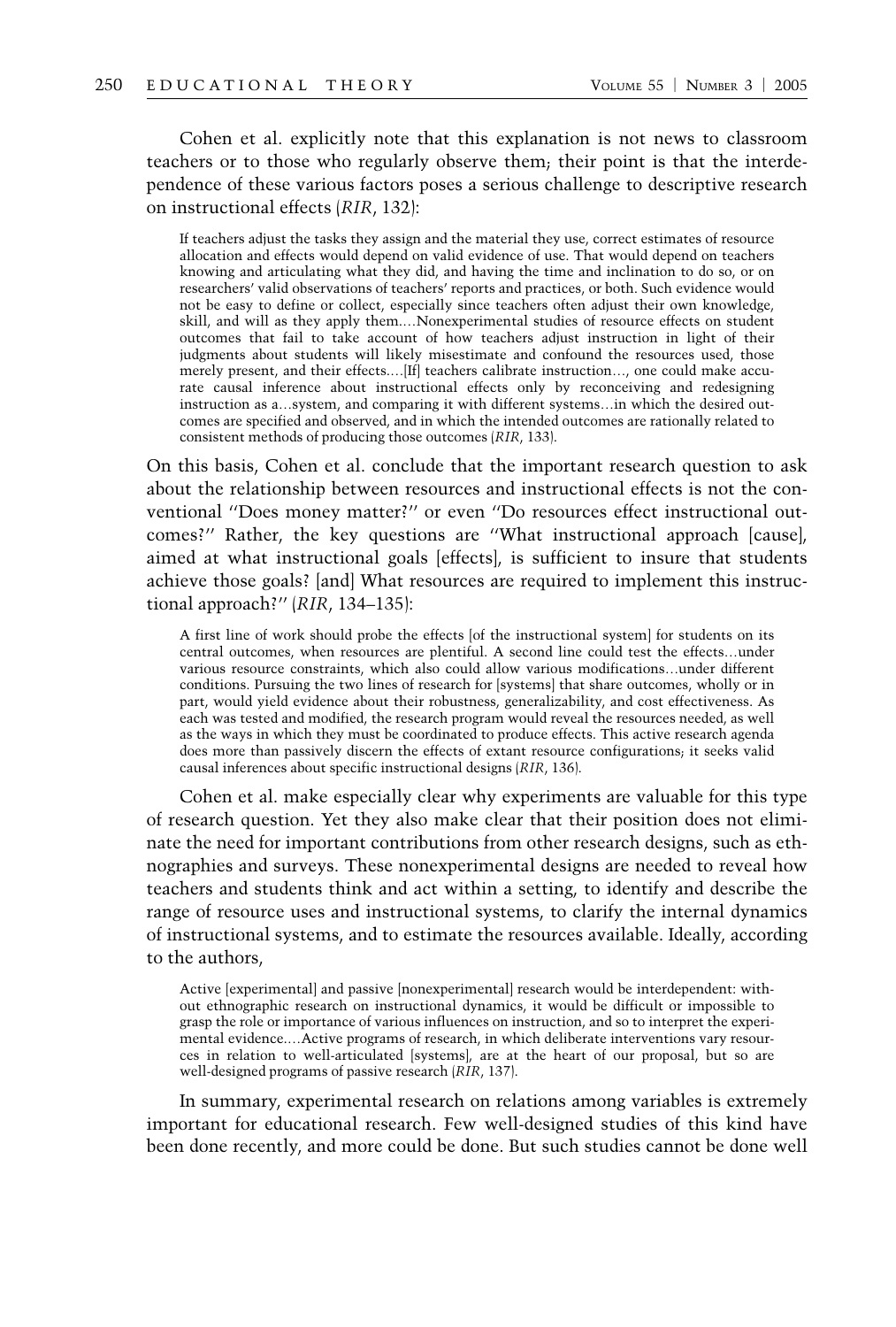Cohen et al. explicitly note that this explanation is not news to classroom teachers or to those who regularly observe them; their point is that the interdependence of these various factors poses a serious challenge to descriptive research on instructional effects (*RIR*, 132):

> If teachers adjust the tasks they assign and the material they use, correct estimates of resource allocation and effects would depend on valid evidence of use. That would depend on teachers knowing and articulating what they did, and having the time and inclination to do so, or on researchers' valid observations of teachers' reports and practices, or both. Such evidence would not be easy to define or collect, especially since teachers often adjust their own knowledge, skill, and will as they apply them....Nonexperimental studies of resource effects on student outcomes that fail to take account of how teachers adjust instruction in light of their judgments about students will likely misestimate and confound the resources used, those merely present, and their effects....[If] teachers calibrate instruction..., one could make accurate causal inference about instructional effects only by reconceiving and redesigning instruction as a...system, and comparing it with different systems...in which the desired outcomes are specified and observed, and in which the intended outcomes are rationally related to consistent methods of producing those outcomes (*RIR*, 133).

On this basis, Cohen et al. conclude that the important research question to ask about the relationship between resources and instructional effects is not the conventional ''Does money matter?'' or even ''Do resources effect instructional outcomes?'' Rather, the key questions are ''What instructional approach [cause], aimed at what instructional goals [effects], is sufficient to insure that students achieve those goals? [and] What resources are required to implement this instructional approach?'' (*RIR*, 134–135):

> A first line of work should probe the effects [of the instructional system] for students on its central outcomes, when resources are plentiful. A second line could test the effects...under various resource constraints, which also could allow various modifications...under different conditions. Pursuing the two lines of research for [systems] that share outcomes, wholly or in part, would yield evidence about their robustness, generalizability, and cost effectiveness. As each was tested and modified, the research program would reveal the resources needed, as well as the ways in which they must be coordinated to produce effects. This active research agenda does more than passively discern the effects of extant resource configurations; it seeks valid causal inferences about specific instructional designs (*RIR*, 136).

Cohen et al. make especially clear why experiments are valuable for this type of research question. Yet they also make clear that their position does not eliminate the need for important contributions from other research designs, such as ethnographies and surveys. These nonexperimental designs are needed to reveal how teachers and students think and act within a setting, to identify and describe the range of resource uses and instructional systems, to clarify the internal dynamics of instructional systems, and to estimate the resources available. Ideally, according to the authors,

> Active [experimental] and passive [nonexperimental] research would be interdependent: without ethnographic research on instructional dynamics, it would be difficult or impossible to grasp the role or importance of various influences on instruction, and so to interpret the experimental evidence....Active programs of research, in which deliberate interventions vary resources in relation to well-articulated [systems], are at the heart of our proposal, but so are well-designed programs of passive research (*RIR*, 137).

In summary, experimental research on relations among variables is extremely important for educational research. Few well-designed studies of this kind have been done recently, and more could be done. But such studies cannot be done well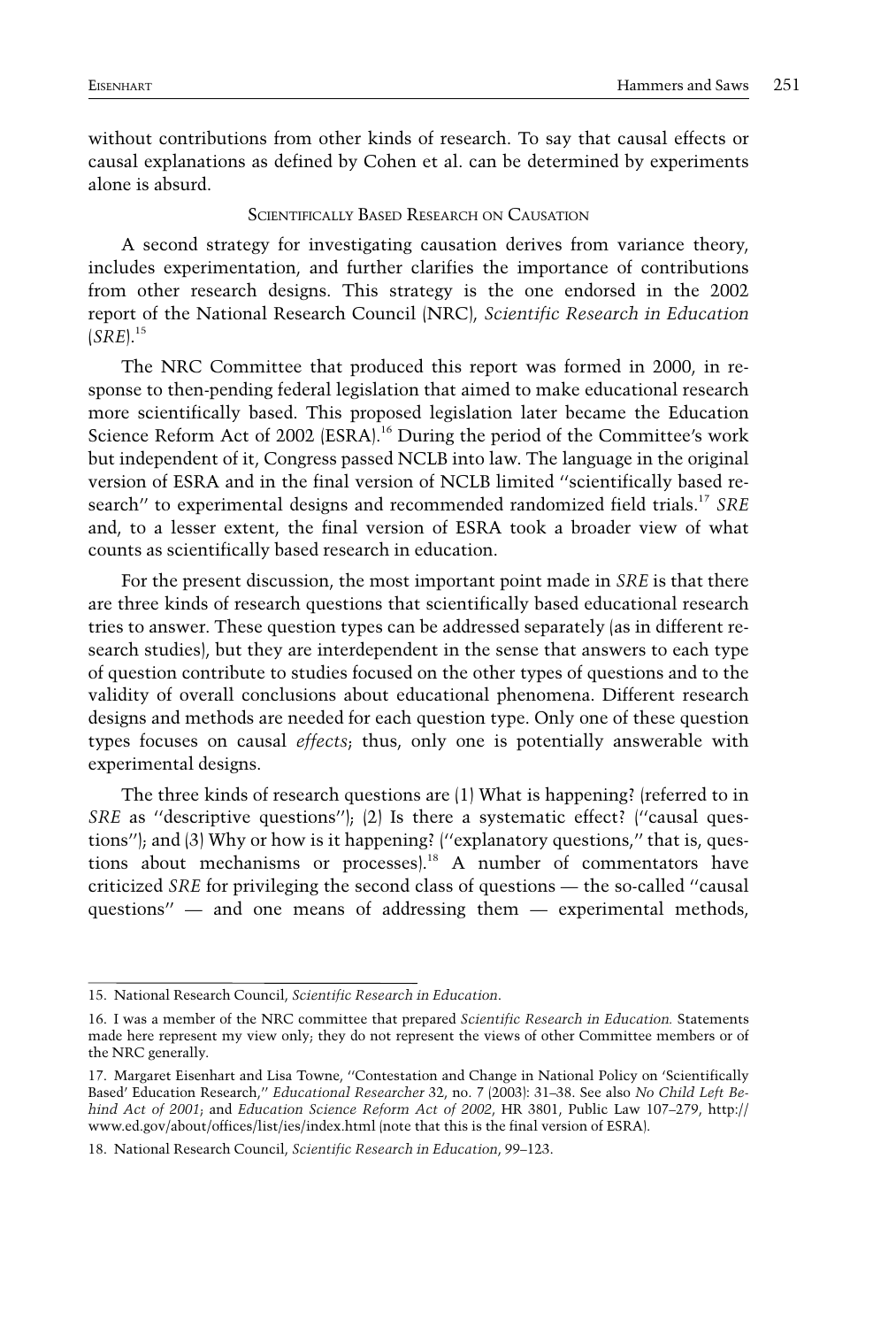without contributions from other kinds of research. To say that causal effects or causal explanations as defined by Cohen et al. can be determined by experiments alone is absurd.

## Scientifically Based Research on Causation

A second strategy for investigating causation derives from variance theory, includes experimentation, and further clarifies the importance of contributions from other research designs. This strategy is the one endorsed in the 2002 report of the National Research Council (NRC), *Scientific Research in Education* (*SRE*).[15]

The NRC Committee that produced this report was formed in 2000, in response to then-pending federal legislation that aimed to make educational research more scientifically based. This proposed legislation later became the Education Science Reform Act of 2002 (ESRA).[16] During the period of the Committee's work but independent of it, Congress passed NCLB into law. The language in the original version of ESRA and in the final version of NCLB limited ''scientifically based research'' to experimental designs and recommended randomized field trials.[17] *SRE* and, to a lesser extent, the final version of ESRA took a broader view of what counts as scientifically based research in education.

For the present discussion, the most important point made in *SRE* is that there are three kinds of research questions that scientifically based educational research tries to answer. These question types can be addressed separately (as in different research studies), but they are interdependent in the sense that answers to each type of question contribute to studies focused on the other types of questions and to the validity of overall conclusions about educational phenomena. Different research designs and methods are needed for each question type. Only one of these question types focuses on causal *effects*; thus, only one is potentially answerable with experimental designs.

The three kinds of research questions are (1) What is happening? (referred to in *SRE* as ''descriptive questions''); (2) Is there a systematic effect? (''causal questions''); and (3) Why or how is it happening? (''explanatory questions,'' that is, questions about mechanisms or processes).[18] A number of commentators have criticized *SRE* for privileging the second class of questions — the so-called ''causal questions'' — and one means of addressing them — experimental methods,

---

15. National Research Council, *Scientific Research in Education*.

16. I was a member of the NRC committee that prepared *Scientific Research in Education.* Statements made here represent my view only; they do not represent the views of other Committee members or of the NRC generally.

17. Margaret Eisenhart and Lisa Towne, ''Contestation and Change in National Policy on 'Scientifically Based' Education Research,'' *Educational Researcher* 32, no. 7 (2003): 31–38. See also *No Child Left Behind Act of 2001*; and *Education Science Reform Act of 2002*, HR 3801, Public Law 107–279, http://www.ed.gov/about/offices/list/ies/index.html (note that this is the final version of ESRA).

18. National Research Council, *Scientific Research in Education*, 99–123.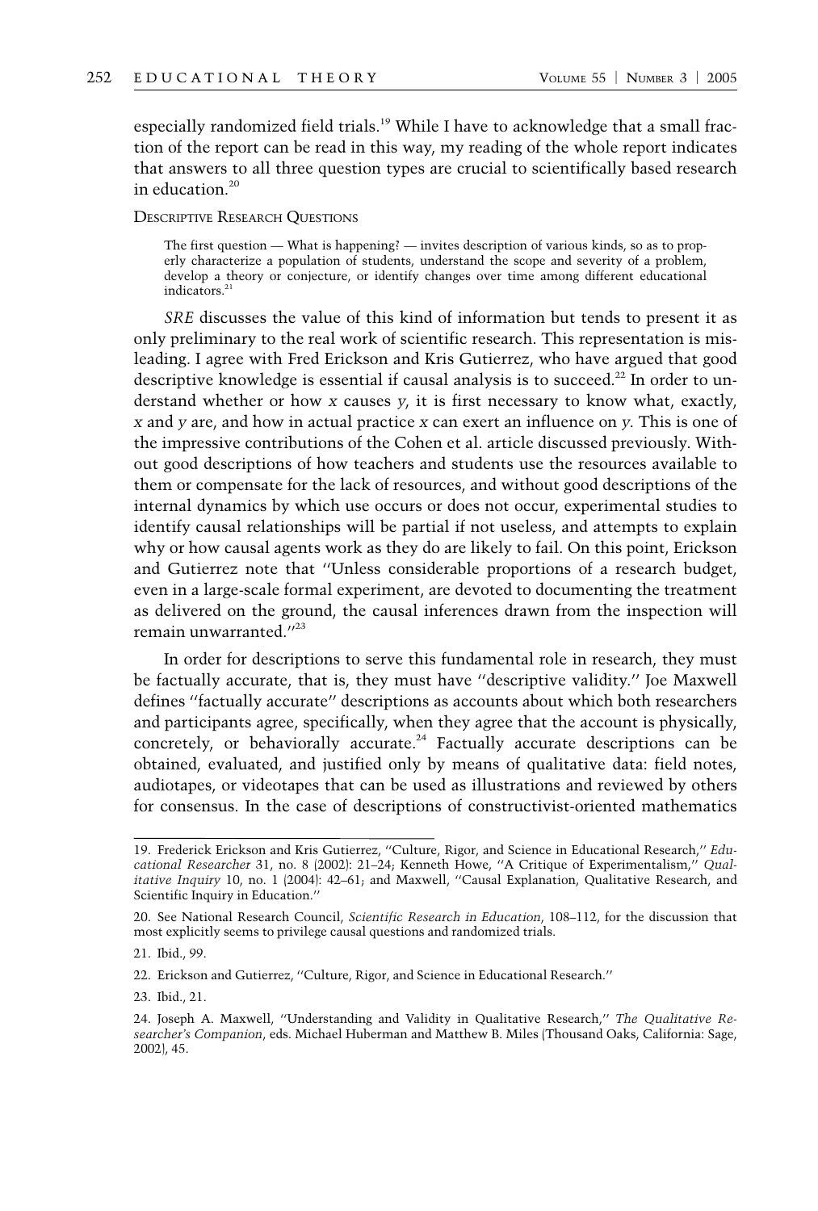especially randomized field trials.[19] While I have to acknowledge that a small fraction of the report can be read in this way, my reading of the whole report indicates that answers to all three question types are crucial to scientifically based research in education.[20]

### Descriptive Research Questions

> The first question — What is happening? — invites description of various kinds, so as to properly characterize a population of students, understand the scope and severity of a problem, develop a theory or conjecture, or identify changes over time among different educational indicators.[21]

*SRE* discusses the value of this kind of information but tends to present it as only preliminary to the real work of scientific research. This representation is misleading. I agree with Fred Erickson and Kris Gutierrez, who have argued that good descriptive knowledge is essential if causal analysis is to succeed.[22] In order to understand whether or how *x* causes *y*, it is first necessary to know what, exactly, *x* and *y* are, and how in actual practice *x* can exert an influence on *y*. This is one of the impressive contributions of the Cohen et al. article discussed previously. Without good descriptions of how teachers and students use the resources available to them or compensate for the lack of resources, and without good descriptions of the internal dynamics by which use occurs or does not occur, experimental studies to identify causal relationships will be partial if not useless, and attempts to explain why or how causal agents work as they do are likely to fail. On this point, Erickson and Gutierrez note that "Unless considerable proportions of a research budget, even in a large-scale formal experiment, are devoted to documenting the treatment as delivered on the ground, the causal inferences drawn from the inspection will remain unwarranted."[23]

In order for descriptions to serve this fundamental role in research, they must be factually accurate, that is, they must have "descriptive validity." Joe Maxwell defines "factually accurate" descriptions as accounts about which both researchers and participants agree, specifically, when they agree that the account is physically, concretely, or behaviorally accurate.[24] Factually accurate descriptions can be obtained, evaluated, and justified only by means of qualitative data: field notes, audiotapes, or videotapes that can be used as illustrations and reviewed by others for consensus. In the case of descriptions of constructivist-oriented mathematics

---

19. Frederick Erickson and Kris Gutierrez, "Culture, Rigor, and Science in Educational Research," *Educational Researcher* 31, no. 8 (2002): 21–24; Kenneth Howe, "A Critique of Experimentalism," *Qualitative Inquiry* 10, no. 1 (2004): 42–61; and Maxwell, "Causal Explanation, Qualitative Research, and Scientific Inquiry in Education."

20. See National Research Council, *Scientific Research in Education*, 108–112, for the discussion that most explicitly seems to privilege causal questions and randomized trials.

21. Ibid., 99.

22. Erickson and Gutierrez, "Culture, Rigor, and Science in Educational Research."

23. Ibid., 21.

24. Joseph A. Maxwell, "Understanding and Validity in Qualitative Research," *The Qualitative Researcher's Companion*, eds. Michael Huberman and Matthew B. Miles (Thousand Oaks, California: Sage, 2002), 45.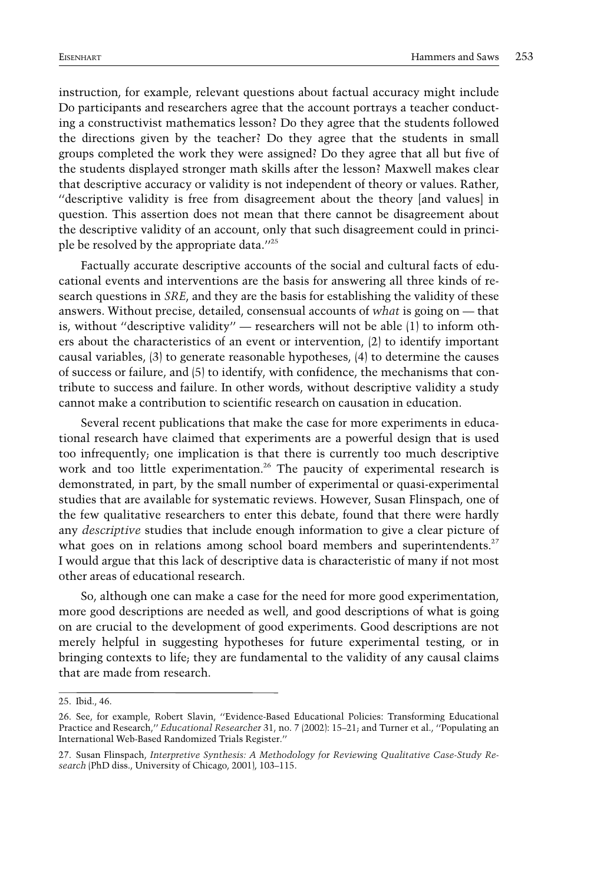instruction, for example, relevant questions about factual accuracy might include Do participants and researchers agree that the account portrays a teacher conducting a constructivist mathematics lesson? Do they agree that the students followed the directions given by the teacher? Do they agree that the students in small groups completed the work they were assigned? Do they agree that all but five of the students displayed stronger math skills after the lesson? Maxwell makes clear that descriptive accuracy or validity is not independent of theory or values. Rather, "descriptive validity is free from disagreement about the theory [and values] in question. This assertion does not mean that there cannot be disagreement about the descriptive validity of an account, only that such disagreement could in principle be resolved by the appropriate data."[25]

Factually accurate descriptive accounts of the social and cultural facts of educational events and interventions are the basis for answering all three kinds of research questions in *SRE*, and they are the basis for establishing the validity of these answers. Without precise, detailed, consensual accounts of *what* is going on — that is, without "descriptive validity" — researchers will not be able (1) to inform others about the characteristics of an event or intervention, (2) to identify important causal variables, (3) to generate reasonable hypotheses, (4) to determine the causes of success or failure, and (5) to identify, with confidence, the mechanisms that contribute to success and failure. In other words, without descriptive validity a study cannot make a contribution to scientific research on causation in education.

Several recent publications that make the case for more experiments in educational research have claimed that experiments are a powerful design that is used too infrequently; one implication is that there is currently too much descriptive work and too little experimentation.[26] The paucity of experimental research is demonstrated, in part, by the small number of experimental or quasi-experimental studies that are available for systematic reviews. However, Susan Flinspach, one of the few qualitative researchers to enter this debate, found that there were hardly any *descriptive* studies that include enough information to give a clear picture of what goes on in relations among school board members and superintendents.[27] I would argue that this lack of descriptive data is characteristic of many if not most other areas of educational research.

So, although one can make a case for the need for more good experimentation, more good descriptions are needed as well, and good descriptions of what is going on are crucial to the development of good experiments. Good descriptions are not merely helpful in suggesting hypotheses for future experimental testing, or in bringing contexts to life; they are fundamental to the validity of any causal claims that are made from research.

---

25. Ibid., 46.

26. See, for example, Robert Slavin, "Evidence-Based Educational Policies: Transforming Educational Practice and Research," *Educational Researcher* 31, no. 7 (2002): 15–21; and Turner et al., "Populating an International Web-Based Randomized Trials Register."

27. Susan Flinspach, *Interpretive Synthesis: A Methodology for Reviewing Qualitative Case-Study Research* (PhD diss., University of Chicago, 2001), 103–115.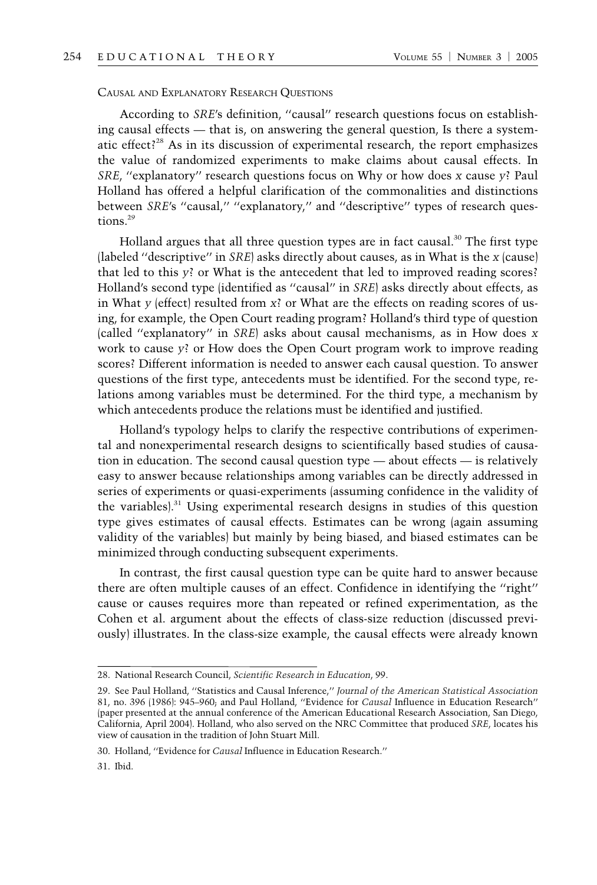### Causal and Explanatory Research Questions

According to *SRE*'s definition, ''causal'' research questions focus on establishing causal effects — that is, on answering the general question, Is there a systematic effect?[28] As in its discussion of experimental research, the report emphasizes the value of randomized experiments to make claims about causal effects. In *SRE*, ''explanatory'' research questions focus on Why or how does *x* cause *y*? Paul Holland has offered a helpful clarification of the commonalities and distinctions between *SRE*'s ''causal,'' ''explanatory,'' and ''descriptive'' types of research questions.[29]

Holland argues that all three question types are in fact causal.[30] The first type (labeled ''descriptive'' in *SRE*) asks directly about causes, as in What is the *x* (cause) that led to this *y*? or What is the antecedent that led to improved reading scores? Holland's second type (identified as ''causal'' in *SRE*) asks directly about effects, as in What *y* (effect) resulted from *x*? or What are the effects on reading scores of using, for example, the Open Court reading program? Holland's third type of question (called ''explanatory'' in *SRE*) asks about causal mechanisms, as in How does *x* work to cause *y*? or How does the Open Court program work to improve reading scores? Different information is needed to answer each causal question. To answer questions of the first type, antecedents must be identified. For the second type, relations among variables must be determined. For the third type, a mechanism by which antecedents produce the relations must be identified and justified.

Holland's typology helps to clarify the respective contributions of experimental and nonexperimental research designs to scientifically based studies of causation in education. The second causal question type — about effects — is relatively easy to answer because relationships among variables can be directly addressed in series of experiments or quasi-experiments (assuming confidence in the validity of the variables).[31] Using experimental research designs in studies of this question type gives estimates of causal effects. Estimates can be wrong (again assuming validity of the variables) but mainly by being biased, and biased estimates can be minimized through conducting subsequent experiments.

In contrast, the first causal question type can be quite hard to answer because there are often multiple causes of an effect. Confidence in identifying the ''right'' cause or causes requires more than repeated or refined experimentation, as the Cohen et al. argument about the effects of class-size reduction (discussed previously) illustrates. In the class-size example, the causal effects were already known

---

28. National Research Council, *Scientific Research in Education*, 99.

29. See Paul Holland, ''Statistics and Causal Inference,'' *Journal of the American Statistical Association* 81, no. 396 (1986): 945–960; and Paul Holland, ''Evidence for *Causal* Influence in Education Research'' (paper presented at the annual conference of the American Educational Research Association, San Diego, California, April 2004). Holland, who also served on the NRC Committee that produced *SRE*, locates his view of causation in the tradition of John Stuart Mill.

30. Holland, ''Evidence for *Causal* Influence in Education Research.''

31. Ibid.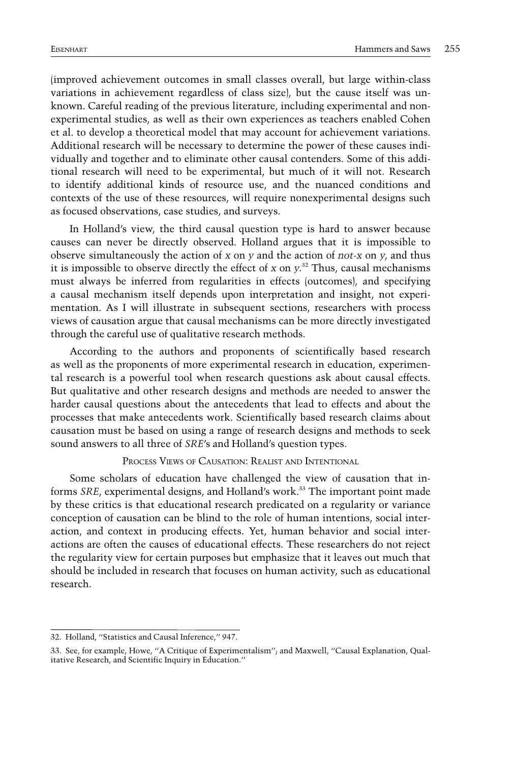(improved achievement outcomes in small classes overall, but large within-class variations in achievement regardless of class size), but the cause itself was unknown. Careful reading of the previous literature, including experimental and nonexperimental studies, as well as their own experiences as teachers enabled Cohen et al. to develop a theoretical model that may account for achievement variations. Additional research will be necessary to determine the power of these causes individually and together and to eliminate other causal contenders. Some of this additional research will need to be experimental, but much of it will not. Research to identify additional kinds of resource use, and the nuanced conditions and contexts of the use of these resources, will require nonexperimental designs such as focused observations, case studies, and surveys.

In Holland's view, the third causal question type is hard to answer because causes can never be directly observed. Holland argues that it is impossible to observe simultaneously the action of *x* on *y* and the action of *not-x* on *y*, and thus it is impossible to observe directly the effect of *x* on *y*.[32] Thus, causal mechanisms must always be inferred from regularities in effects (outcomes), and specifying a causal mechanism itself depends upon interpretation and insight, not experimentation. As I will illustrate in subsequent sections, researchers with process views of causation argue that causal mechanisms can be more directly investigated through the careful use of qualitative research methods.

According to the authors and proponents of scientifically based research as well as the proponents of more experimental research in education, experimental research is a powerful tool when research questions ask about causal effects. But qualitative and other research designs and methods are needed to answer the harder causal questions about the antecedents that lead to effects and about the processes that make antecedents work. Scientifically based research claims about causation must be based on using a range of research designs and methods to seek sound answers to all three of *SRE*'s and Holland's question types.

## Process Views of Causation: Realist and Intentional

Some scholars of education have challenged the view of causation that informs *SRE*, experimental designs, and Holland's work.[33] The important point made by these critics is that educational research predicated on a regularity or variance conception of causation can be blind to the role of human intentions, social interaction, and context in producing effects. Yet, human behavior and social interactions are often the causes of educational effects. These researchers do not reject the regularity view for certain purposes but emphasize that it leaves out much that should be included in research that focuses on human activity, such as educational research.

---

32. Holland, "Statistics and Causal Inference," 947.

33. See, for example, Howe, "A Critique of Experimentalism"; and Maxwell, "Causal Explanation, Qualitative Research, and Scientific Inquiry in Education."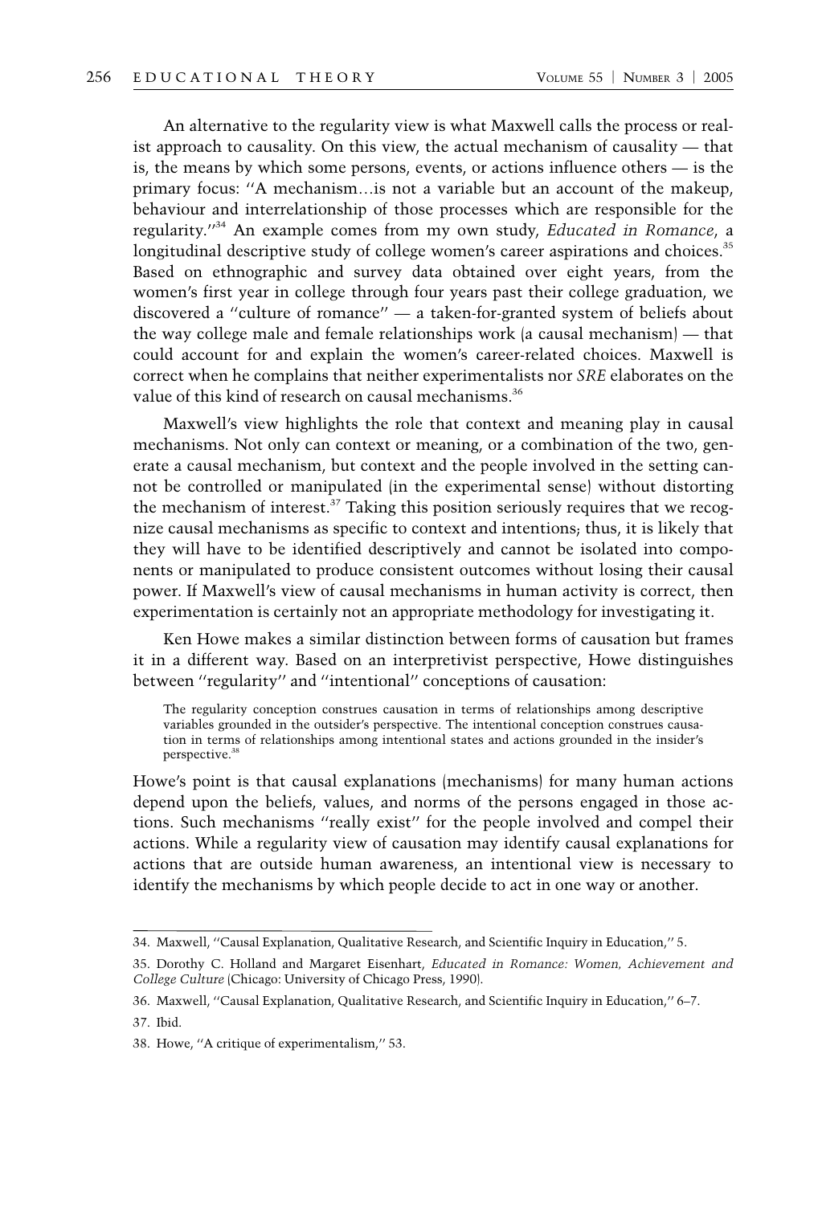An alternative to the regularity view is what Maxwell calls the process or realist approach to causality. On this view, the actual mechanism of causality — that is, the means by which some persons, events, or actions influence others — is the primary focus: "A mechanism…is not a variable but an account of the makeup, behaviour and interrelationship of those processes which are responsible for the regularity."[34] An example comes from my own study, *Educated in Romance*, a longitudinal descriptive study of college women's career aspirations and choices.[35] Based on ethnographic and survey data obtained over eight years, from the women's first year in college through four years past their college graduation, we discovered a "culture of romance" — a taken-for-granted system of beliefs about the way college male and female relationships work (a causal mechanism) — that could account for and explain the women's career-related choices. Maxwell is correct when he complains that neither experimentalists nor *SRE* elaborates on the value of this kind of research on causal mechanisms.[36]

Maxwell's view highlights the role that context and meaning play in causal mechanisms. Not only can context or meaning, or a combination of the two, generate a causal mechanism, but context and the people involved in the setting cannot be controlled or manipulated (in the experimental sense) without distorting the mechanism of interest.[37] Taking this position seriously requires that we recognize causal mechanisms as specific to context and intentions; thus, it is likely that they will have to be identified descriptively and cannot be isolated into components or manipulated to produce consistent outcomes without losing their causal power. If Maxwell's view of causal mechanisms in human activity is correct, then experimentation is certainly not an appropriate methodology for investigating it.

Ken Howe makes a similar distinction between forms of causation but frames it in a different way. Based on an interpretivist perspective, Howe distinguishes between "regularity" and "intentional" conceptions of causation:

> The regularity conception construes causation in terms of relationships among descriptive variables grounded in the outsider's perspective. The intentional conception construes causation in terms of relationships among intentional states and actions grounded in the insider's perspective.[38]

Howe's point is that causal explanations (mechanisms) for many human actions depend upon the beliefs, values, and norms of the persons engaged in those actions. Such mechanisms "really exist" for the people involved and compel their actions. While a regularity view of causation may identify causal explanations for actions that are outside human awareness, an intentional view is necessary to identify the mechanisms by which people decide to act in one way or another.

---

34. Maxwell, "Causal Explanation, Qualitative Research, and Scientific Inquiry in Education," 5.

35. Dorothy C. Holland and Margaret Eisenhart, *Educated in Romance: Women, Achievement and College Culture* (Chicago: University of Chicago Press, 1990).

36. Maxwell, "Causal Explanation, Qualitative Research, and Scientific Inquiry in Education," 6–7.

37. Ibid.

38. Howe, "A critique of experimentalism," 53.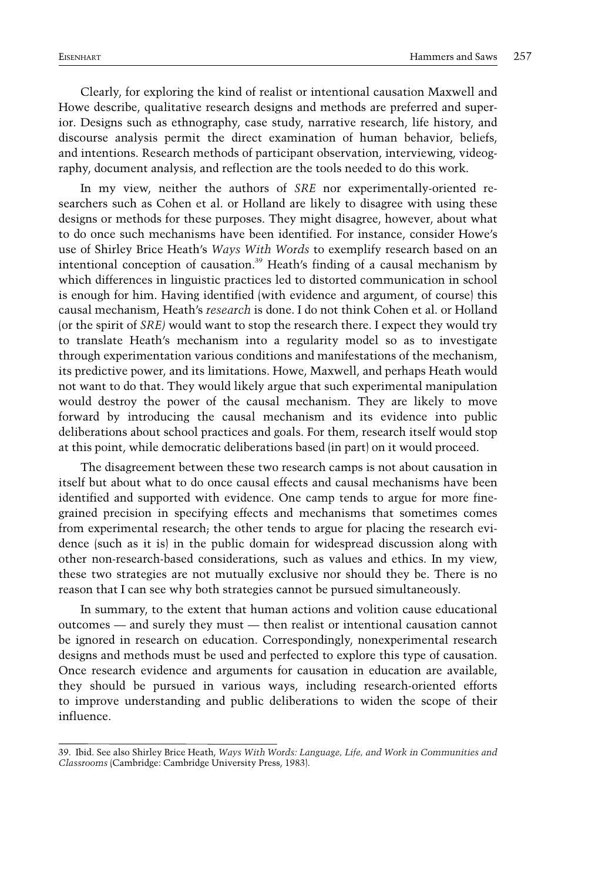Clearly, for exploring the kind of realist or intentional causation Maxwell and Howe describe, qualitative research designs and methods are preferred and superior. Designs such as ethnography, case study, narrative research, life history, and discourse analysis permit the direct examination of human behavior, beliefs, and intentions. Research methods of participant observation, interviewing, videography, document analysis, and reflection are the tools needed to do this work.

In my view, neither the authors of *SRE* nor experimentally-oriented researchers such as Cohen et al. or Holland are likely to disagree with using these designs or methods for these purposes. They might disagree, however, about what to do once such mechanisms have been identified. For instance, consider Howe's use of Shirley Brice Heath's *Ways With Words* to exemplify research based on an intentional conception of causation.[39] Heath's finding of a causal mechanism by which differences in linguistic practices led to distorted communication in school is enough for him. Having identified (with evidence and argument, of course) this causal mechanism, Heath's *research* is done. I do not think Cohen et al. or Holland (or the spirit of *SRE)* would want to stop the research there. I expect they would try to translate Heath's mechanism into a regularity model so as to investigate through experimentation various conditions and manifestations of the mechanism, its predictive power, and its limitations. Howe, Maxwell, and perhaps Heath would not want to do that. They would likely argue that such experimental manipulation would destroy the power of the causal mechanism. They are likely to move forward by introducing the causal mechanism and its evidence into public deliberations about school practices and goals. For them, research itself would stop at this point, while democratic deliberations based (in part) on it would proceed.

The disagreement between these two research camps is not about causation in itself but about what to do once causal effects and causal mechanisms have been identified and supported with evidence. One camp tends to argue for more fine-grained precision in specifying effects and mechanisms that sometimes comes from experimental research; the other tends to argue for placing the research evidence (such as it is) in the public domain for widespread discussion along with other non-research-based considerations, such as values and ethics. In my view, these two strategies are not mutually exclusive nor should they be. There is no reason that I can see why both strategies cannot be pursued simultaneously.

In summary, to the extent that human actions and volition cause educational outcomes — and surely they must — then realist or intentional causation cannot be ignored in research on education. Correspondingly, nonexperimental research designs and methods must be used and perfected to explore this type of causation. Once research evidence and arguments for causation in education are available, they should be pursued in various ways, including research-oriented efforts to improve understanding and public deliberations to widen the scope of their influence.

39. Ibid. See also Shirley Brice Heath, *Ways With Words: Language, Life, and Work in Communities and Classrooms* (Cambridge: Cambridge University Press, 1983).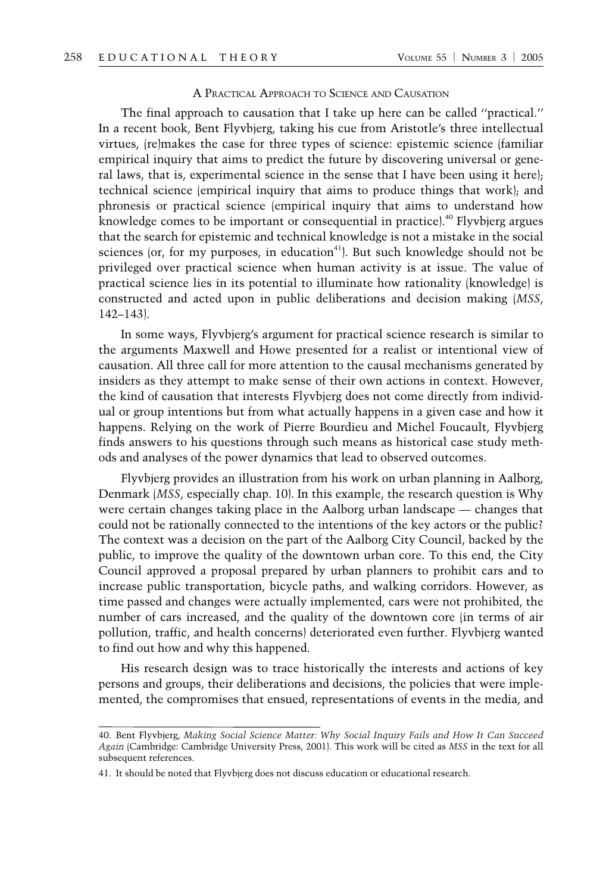### A Practical Approach to Science and Causation

The final approach to causation that I take up here can be called ''practical.'' In a recent book, Bent Flyvbjerg, taking his cue from Aristotle's three intellectual virtues, (re)makes the case for three types of science: epistemic science (familiar empirical inquiry that aims to predict the future by discovering universal or general laws, that is, experimental science in the sense that I have been using it here); technical science (empirical inquiry that aims to produce things that work); and phronesis or practical science (empirical inquiry that aims to understand how knowledge comes to be important or consequential in practice).[40] Flyvbjerg argues that the search for epistemic and technical knowledge is not a mistake in the social sciences (or, for my purposes, in education[41]). But such knowledge should not be privileged over practical science when human activity is at issue. The value of practical science lies in its potential to illuminate how rationality (knowledge) is constructed and acted upon in public deliberations and decision making (*MSS*, 142–143).

In some ways, Flyvbjerg's argument for practical science research is similar to the arguments Maxwell and Howe presented for a realist or intentional view of causation. All three call for more attention to the causal mechanisms generated by insiders as they attempt to make sense of their own actions in context. However, the kind of causation that interests Flyvbjerg does not come directly from individual or group intentions but from what actually happens in a given case and how it happens. Relying on the work of Pierre Bourdieu and Michel Foucault, Flyvbjerg finds answers to his questions through such means as historical case study methods and analyses of the power dynamics that lead to observed outcomes.

Flyvbjerg provides an illustration from his work on urban planning in Aalborg, Denmark (*MSS*, especially chap. 10). In this example, the research question is Why were certain changes taking place in the Aalborg urban landscape — changes that could not be rationally connected to the intentions of the key actors or the public? The context was a decision on the part of the Aalborg City Council, backed by the public, to improve the quality of the downtown urban core. To this end, the City Council approved a proposal prepared by urban planners to prohibit cars and to increase public transportation, bicycle paths, and walking corridors. However, as time passed and changes were actually implemented, cars were not prohibited, the number of cars increased, and the quality of the downtown core (in terms of air pollution, traffic, and health concerns) deteriorated even further. Flyvbjerg wanted to find out how and why this happened.

His research design was to trace historically the interests and actions of key persons and groups, their deliberations and decisions, the policies that were implemented, the compromises that ensued, representations of events in the media, and

---

40. Bent Flyvbjerg, *Making Social Science Matter: Why Social Inquiry Fails and How It Can Succeed Again* (Cambridge: Cambridge University Press, 2001). This work will be cited as *MSS* in the text for all subsequent references.

41. It should be noted that Flyvbjerg does not discuss education or educational research.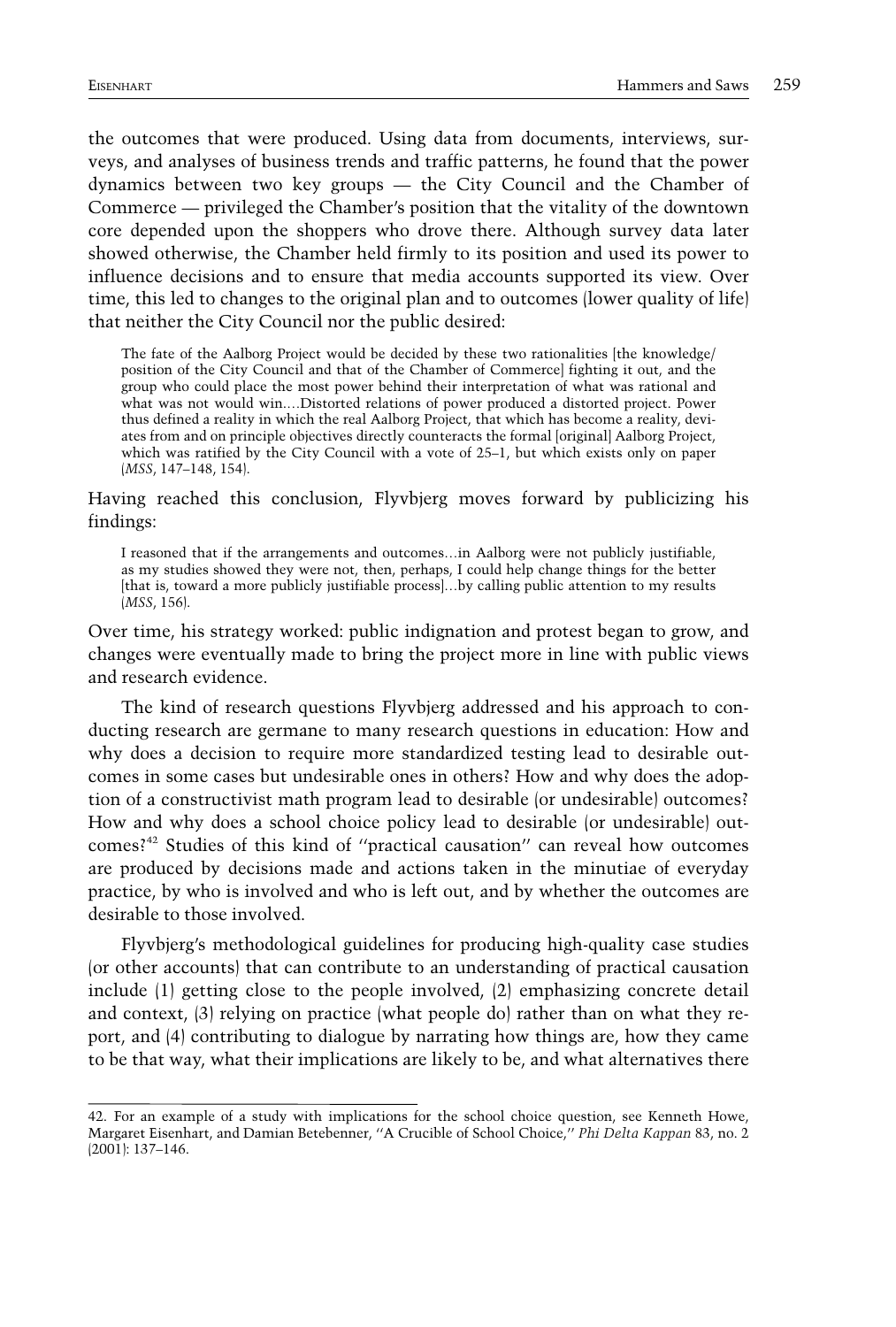the outcomes that were produced. Using data from documents, interviews, surveys, and analyses of business trends and traffic patterns, he found that the power dynamics between two key groups — the City Council and the Chamber of Commerce — privileged the Chamber's position that the vitality of the downtown core depended upon the shoppers who drove there. Although survey data later showed otherwise, the Chamber held firmly to its position and used its power to influence decisions and to ensure that media accounts supported its view. Over time, this led to changes to the original plan and to outcomes (lower quality of life) that neither the City Council nor the public desired:

> The fate of the Aalborg Project would be decided by these two rationalities [the knowledge/position of the City Council and that of the Chamber of Commerce] fighting it out, and the group who could place the most power behind their interpretation of what was rational and what was not would win....Distorted relations of power produced a distorted project. Power thus defined a reality in which the real Aalborg Project, that which has become a reality, deviates from and on principle objectives directly counteracts the formal [original] Aalborg Project, which was ratified by the City Council with a vote of 25–1, but which exists only on paper (*MSS*, 147–148, 154).

Having reached this conclusion, Flyvbjerg moves forward by publicizing his findings:

> I reasoned that if the arrangements and outcomes...in Aalborg were not publicly justifiable, as my studies showed they were not, then, perhaps, I could help change things for the better [that is, toward a more publicly justifiable process]...by calling public attention to my results (*MSS*, 156).

Over time, his strategy worked: public indignation and protest began to grow, and changes were eventually made to bring the project more in line with public views and research evidence.

The kind of research questions Flyvbjerg addressed and his approach to conducting research are germane to many research questions in education: How and why does a decision to require more standardized testing lead to desirable outcomes in some cases but undesirable ones in others? How and why does the adoption of a constructivist math program lead to desirable (or undesirable) outcomes? How and why does a school choice policy lead to desirable (or undesirable) outcomes?[42] Studies of this kind of "practical causation" can reveal how outcomes are produced by decisions made and actions taken in the minutiae of everyday practice, by who is involved and who is left out, and by whether the outcomes are desirable to those involved.

Flyvbjerg's methodological guidelines for producing high-quality case studies (or other accounts) that can contribute to an understanding of practical causation include (1) getting close to the people involved, (2) emphasizing concrete detail and context, (3) relying on practice (what people do) rather than on what they report, and (4) contributing to dialogue by narrating how things are, how they came to be that way, what their implications are likely to be, and what alternatives there

---

42. For an example of a study with implications for the school choice question, see Kenneth Howe, Margaret Eisenhart, and Damian Betebenner, "A Crucible of School Choice," *Phi Delta Kappan* 83, no. 2 (2001): 137–146.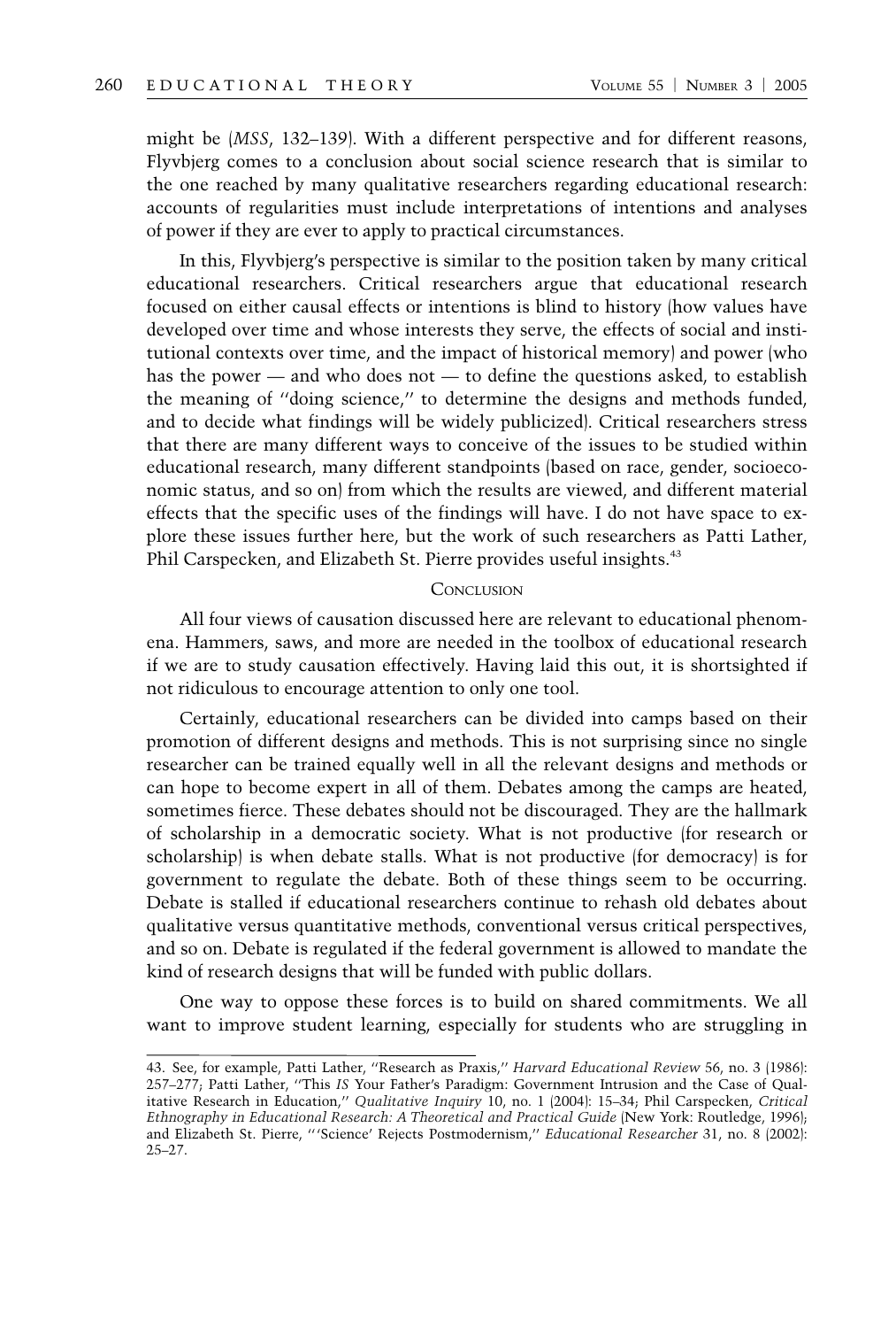might be (*MSS*, 132–139). With a different perspective and for different reasons, Flyvbjerg comes to a conclusion about social science research that is similar to the one reached by many qualitative researchers regarding educational research: accounts of regularities must include interpretations of intentions and analyses of power if they are ever to apply to practical circumstances.

In this, Flyvbjerg's perspective is similar to the position taken by many critical educational researchers. Critical researchers argue that educational research focused on either causal effects or intentions is blind to history (how values have developed over time and whose interests they serve, the effects of social and institutional contexts over time, and the impact of historical memory) and power (who has the power — and who does not — to define the questions asked, to establish the meaning of "doing science," to determine the designs and methods funded, and to decide what findings will be widely publicized). Critical researchers stress that there are many different ways to conceive of the issues to be studied within educational research, many different standpoints (based on race, gender, socioeconomic status, and so on) from which the results are viewed, and different material effects that the specific uses of the findings will have. I do not have space to explore these issues further here, but the work of such researchers as Patti Lather, Phil Carspecken, and Elizabeth St. Pierre provides useful insights.[43]

## Conclusion

All four views of causation discussed here are relevant to educational phenomena. Hammers, saws, and more are needed in the toolbox of educational research if we are to study causation effectively. Having laid this out, it is shortsighted if not ridiculous to encourage attention to only one tool.

Certainly, educational researchers can be divided into camps based on their promotion of different designs and methods. This is not surprising since no single researcher can be trained equally well in all the relevant designs and methods or can hope to become expert in all of them. Debates among the camps are heated, sometimes fierce. These debates should not be discouraged. They are the hallmark of scholarship in a democratic society. What is not productive (for research or scholarship) is when debate stalls. What is not productive (for democracy) is for government to regulate the debate. Both of these things seem to be occurring. Debate is stalled if educational researchers continue to rehash old debates about qualitative versus quantitative methods, conventional versus critical perspectives, and so on. Debate is regulated if the federal government is allowed to mandate the kind of research designs that will be funded with public dollars.

One way to oppose these forces is to build on shared commitments. We all want to improve student learning, especially for students who are struggling in

---

43. See, for example, Patti Lather, "Research as Praxis," *Harvard Educational Review* 56, no. 3 (1986): 257–277; Patti Lather, "This *IS* Your Father's Paradigm: Government Intrusion and the Case of Qualitative Research in Education," *Qualitative Inquiry* 10, no. 1 (2004): 15–34; Phil Carspecken, *Critical Ethnography in Educational Research: A Theoretical and Practical Guide* (New York: Routledge, 1996); and Elizabeth St. Pierre, "'Science' Rejects Postmodernism," *Educational Researcher* 31, no. 8 (2002): 25–27.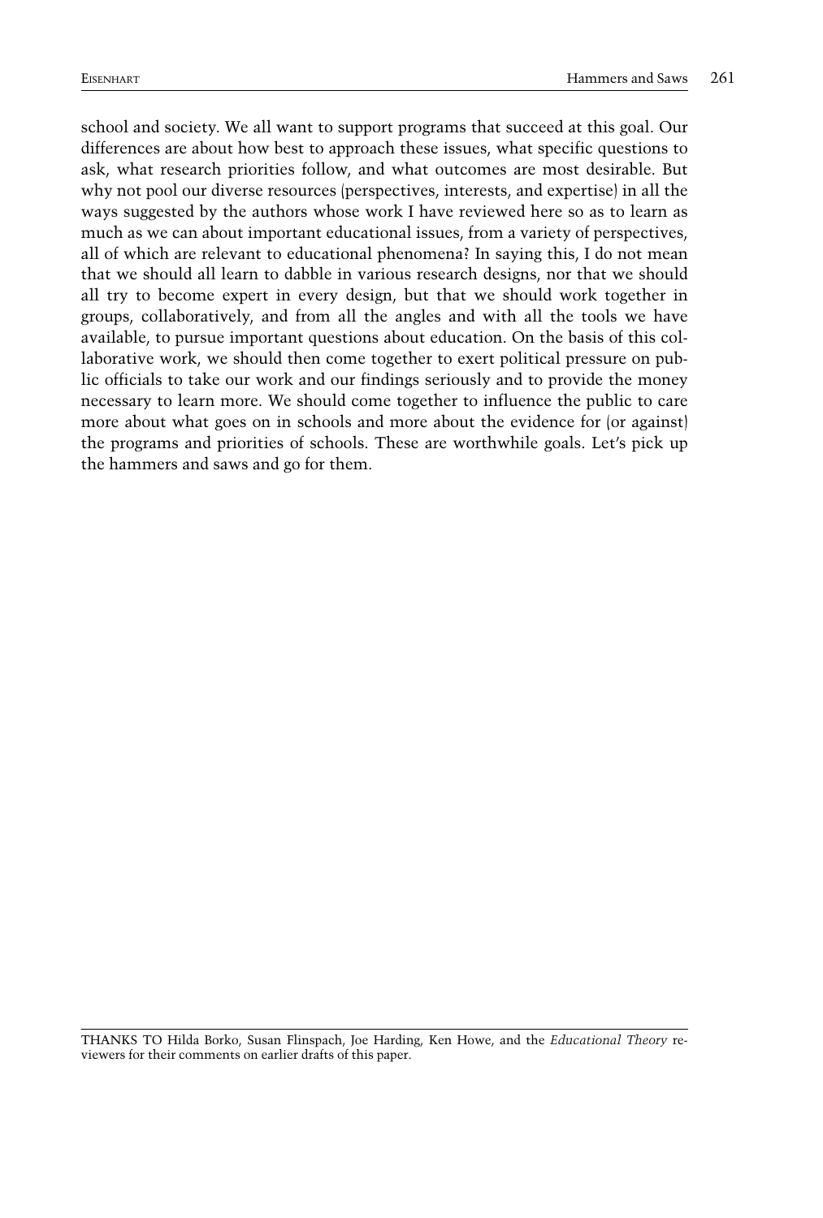school and society. We all want to support programs that succeed at this goal. Our differences are about how best to approach these issues, what specific questions to ask, what research priorities follow, and what outcomes are most desirable. But why not pool our diverse resources (perspectives, interests, and expertise) in all the ways suggested by the authors whose work I have reviewed here so as to learn as much as we can about important educational issues, from a variety of perspectives, all of which are relevant to educational phenomena? In saying this, I do not mean that we should all learn to dabble in various research designs, nor that we should all try to become expert in every design, but that we should work together in groups, collaboratively, and from all the angles and with all the tools we have available, to pursue important questions about education. On the basis of this collaborative work, we should then come together to exert political pressure on public officials to take our work and our findings seriously and to provide the money necessary to learn more. We should come together to influence the public to care more about what goes on in schools and more about the evidence for (or against) the programs and priorities of schools. These are worthwhile goals. Let's pick up the hammers and saws and go for them.

---

THANKS TO Hilda Borko, Susan Flinspach, Joe Harding, Ken Howe, and the *Educational Theory* reviewers for their comments on earlier drafts of this paper.